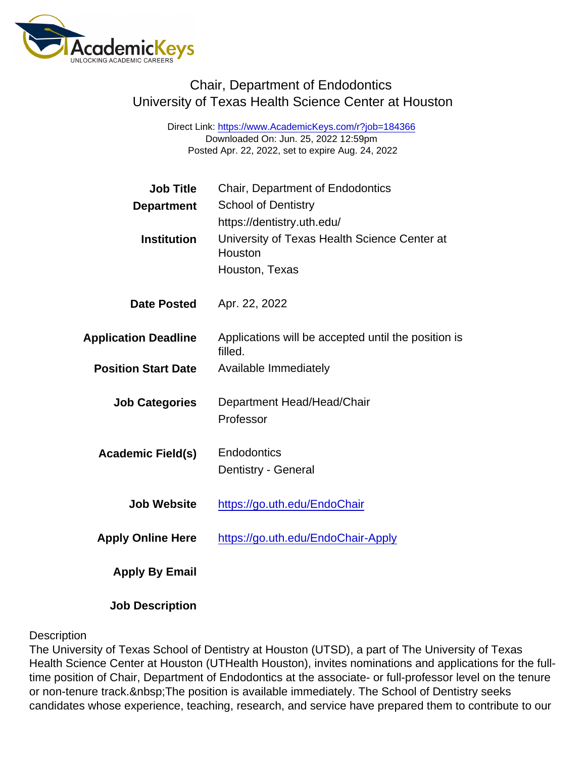# Chair, Department of Endodontics
## University of Texas Health Science Center at Houston

Direct Link: https://www.AcademicKeys.com/r?job=184366
Downloaded On: Jun. 25, 2022 12:59pm
Posted Apr. 22, 2022, set to expire Aug. 24, 2022

| | |
|---|---|
| **Job Title** | Chair, Department of Endodontics |
| **Department** | School of Dentistry<br>https://dentistry.uth.edu/ |
| **Institution** | University of Texas Health Science Center at Houston<br>Houston, Texas |
| **Date Posted** | Apr. 22, 2022 |
| **Application Deadline** | Applications will be accepted until the position is filled. |
| **Position Start Date** | Available Immediately |
| **Job Categories** | Department Head/Head/Chair<br>Professor |
| **Academic Field(s)** | Endodontics<br>Dentistry - General |
| **Job Website** | https://go.uth.edu/EndoChair |
| **Apply Online Here** | https://go.uth.edu/EndoChair-Apply |
| **Apply By Email** | |
| **Job Description** | |

Description

The University of Texas School of Dentistry at Houston (UTSD), a part of The University of Texas Health Science Center at Houston (UTHealth Houston), invites nominations and applications for the full-time position of Chair, Department of Endodontics at the associate- or full-professor level on the tenure or non-tenure track.&nbsp;The position is available immediately. The School of Dentistry seeks candidates whose experience, teaching, research, and service have prepared them to contribute to our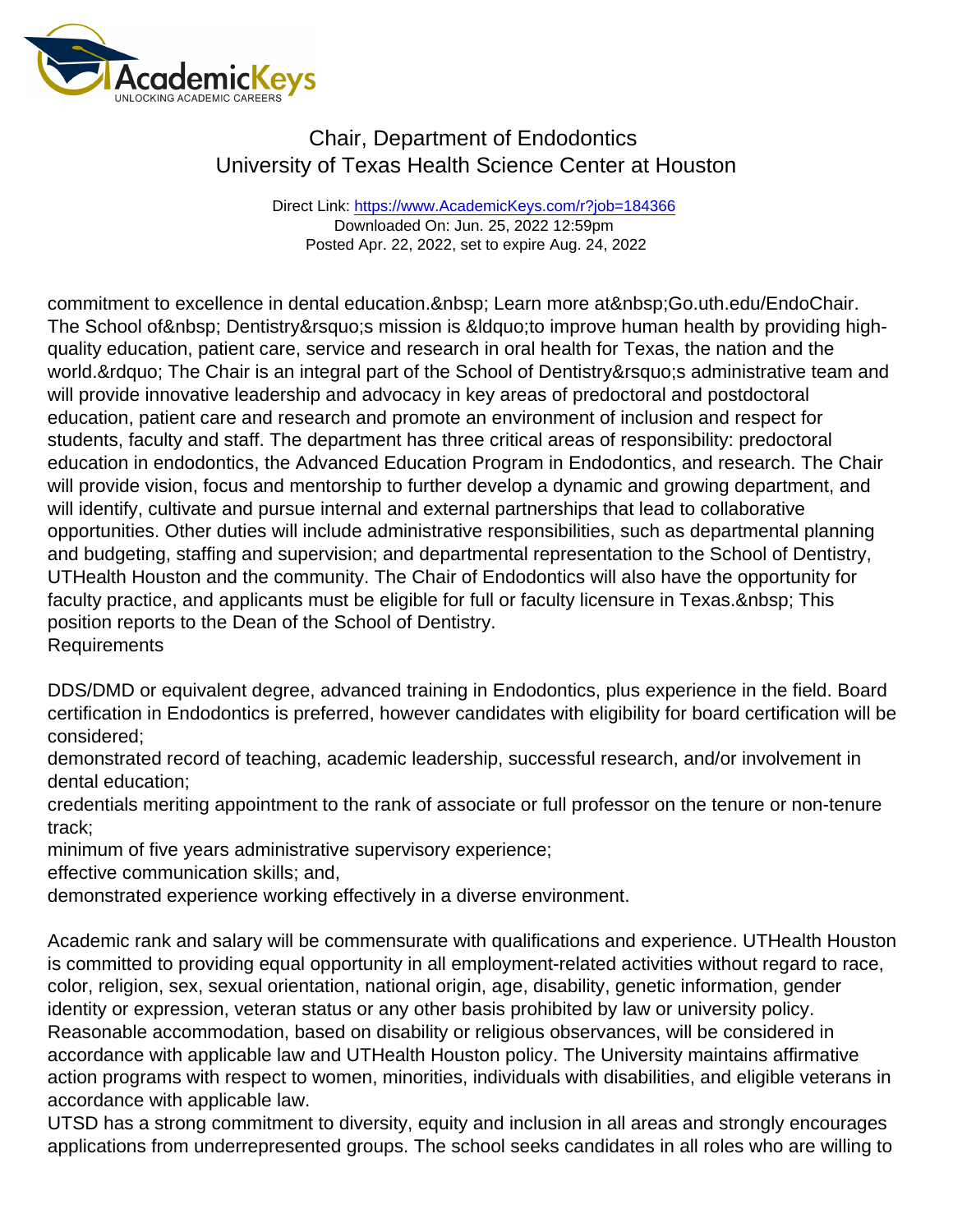commitment to excellence in dental education.&nbsp; Learn more at&nbsp;Go.uth.edu/EndoChair. The School of&nbsp; Dentistry&rsquo;s mission is &ldquo;to improve human health by providing high-quality education, patient care, service and research in oral health for Texas, the nation and the world.&rdquo; The Chair is an integral part of the School of Dentistry&rsquo;s administrative team and will provide innovative leadership and advocacy in key areas of predoctoral and postdoctoral education, patient care and research and promote an environment of inclusion and respect for students, faculty and staff. The department has three critical areas of responsibility: predoctoral education in endodontics, the Advanced Education Program in Endodontics, and research. The Chair will provide vision, focus and mentorship to further develop a dynamic and growing department, and will identify, cultivate and pursue internal and external partnerships that lead to collaborative opportunities. Other duties will include administrative responsibilities, such as departmental planning and budgeting, staffing and supervision; and departmental representation to the School of Dentistry, UTHealth Houston and the community. The Chair of Endodontics will also have the opportunity for faculty practice, and applicants must be eligible for full or faculty licensure in Texas.&nbsp; This position reports to the Dean of the School of Dentistry.

Requirements

DDS/DMD or equivalent degree, advanced training in Endodontics, plus experience in the field. Board certification in Endodontics is preferred, however candidates with eligibility for board certification will be considered;

demonstrated record of teaching, academic leadership, successful research, and/or involvement in dental education;

credentials meriting appointment to the rank of associate or full professor on the tenure or non-tenure track;

minimum of five years administrative supervisory experience;

effective communication skills; and,

demonstrated experience working effectively in a diverse environment.

Academic rank and salary will be commensurate with qualifications and experience. UTHealth Houston is committed to providing equal opportunity in all employment-related activities without regard to race, color, religion, sex, sexual orientation, national origin, age, disability, genetic information, gender identity or expression, veteran status or any other basis prohibited by law or university policy. Reasonable accommodation, based on disability or religious observances, will be considered in accordance with applicable law and UTHealth Houston policy. The University maintains affirmative action programs with respect to women, minorities, individuals with disabilities, and eligible veterans in accordance with applicable law.

UTSD has a strong commitment to diversity, equity and inclusion in all areas and strongly encourages applications from underrepresented groups. The school seeks candidates in all roles who are willing to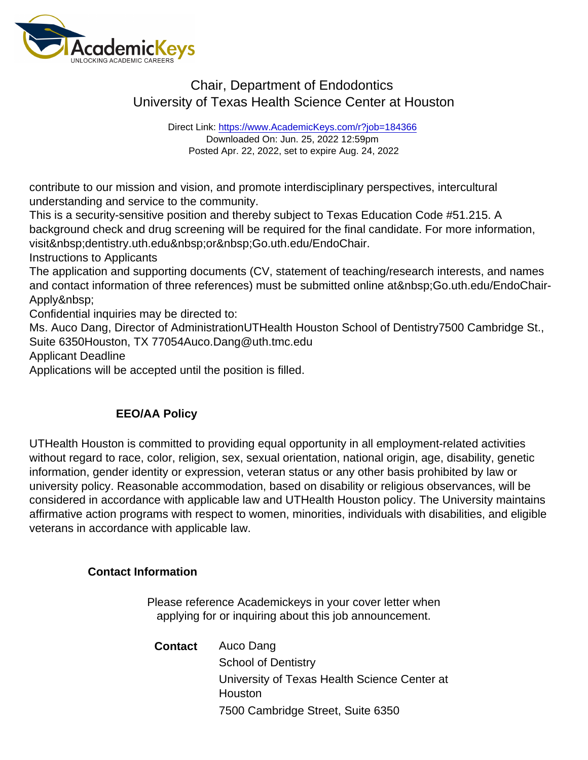contribute to our mission and vision, and promote interdisciplinary perspectives, intercultural understanding and service to the community.
This is a security-sensitive position and thereby subject to Texas Education Code #51.215. A background check and drug screening will be required for the final candidate. For more information, visit&nbsp;dentistry.uth.edu&nbsp;or&nbsp;Go.uth.edu/EndoChair.
Instructions to Applicants
The application and supporting documents (CV, statement of teaching/research interests, and names and contact information of three references) must be submitted online at&nbsp;Go.uth.edu/EndoChair-Apply&nbsp;
Confidential inquiries may be directed to:
Ms. Auco Dang, Director of AdministrationUTHealth Houston School of Dentistry7500 Cambridge St., Suite 6350Houston, TX 77054Auco.Dang@uth.tmc.edu
Applicant Deadline
Applications will be accepted until the position is filled.

**EEO/AA Policy**

UTHealth Houston is committed to providing equal opportunity in all employment-related activities without regard to race, color, religion, sex, sexual orientation, national origin, age, disability, genetic information, gender identity or expression, veteran status or any other basis prohibited by law or university policy. Reasonable accommodation, based on disability or religious observances, will be considered in accordance with applicable law and UTHealth Houston policy. The University maintains affirmative action programs with respect to women, minorities, individuals with disabilities, and eligible veterans in accordance with applicable law.

**Contact Information**

Please reference Academickeys in your cover letter when applying for or inquiring about this job announcement.

**Contact**
Auco Dang
School of Dentistry
University of Texas Health Science Center at Houston
7500 Cambridge Street, Suite 6350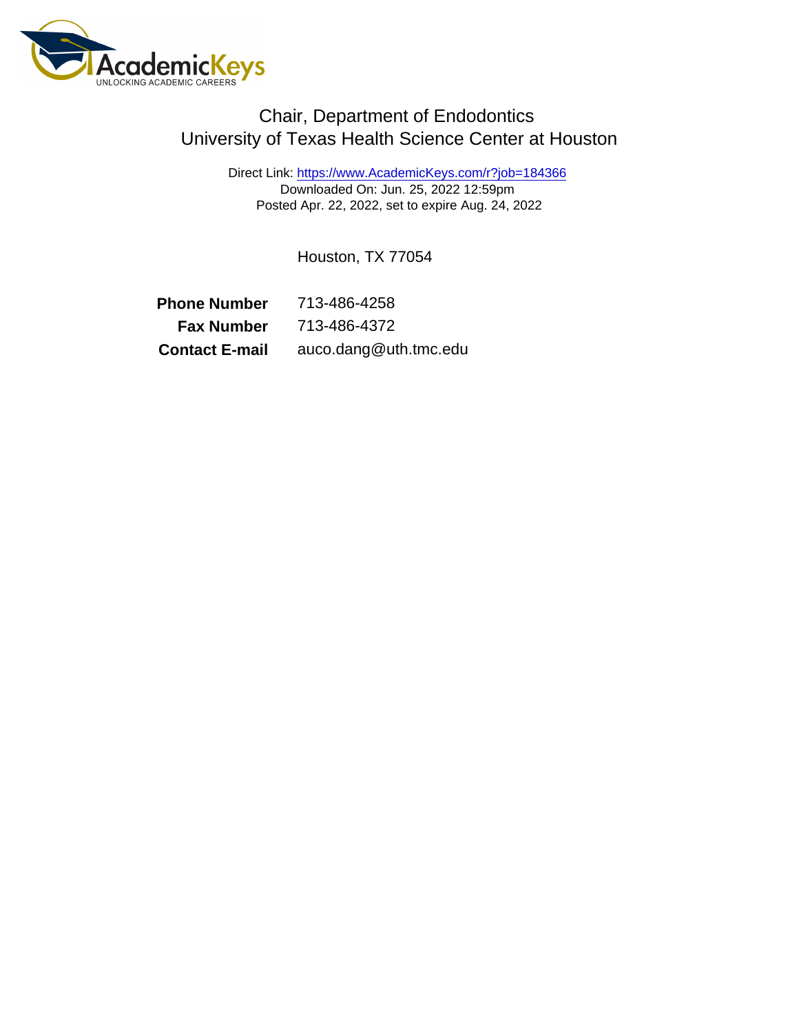Houston, TX 77054

| | |
|---|---|
| **Phone Number** | 713-486-4258 |
| **Fax Number** | 713-486-4372 |
| **Contact E-mail** | auco.dang@uth.tmc.edu |